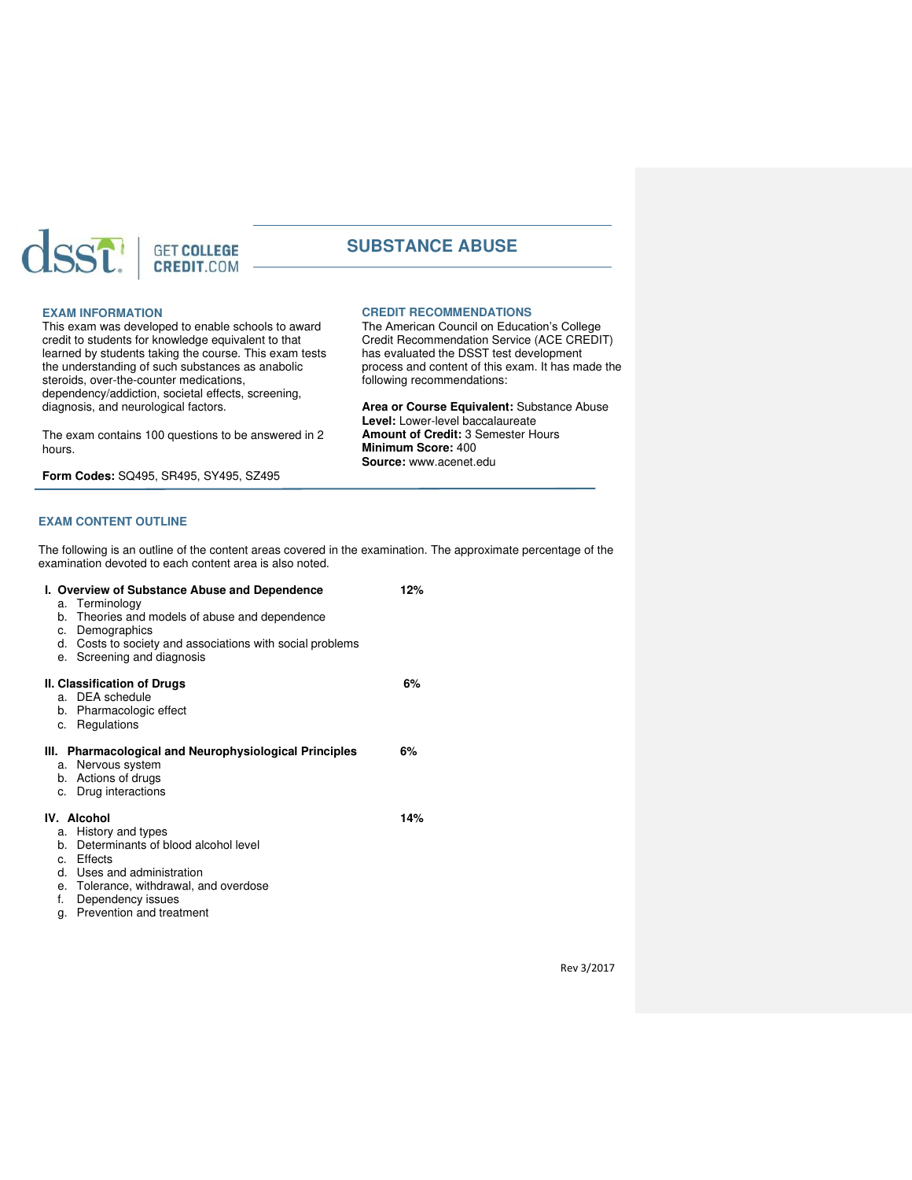# SUBSTANCE ABUSE

## EXAM INFORMATION

This exam was developed to enable schools to award credit to students for knowledge equivalent to that learned by students taking the course. This exam tests the understanding of such substances as anabolic steroids, over-the-counter medications, dependency/addiction, societal effects, screening, diagnosis, and neurological factors.

The exam contains 100 questions to be answered in 2 hours.

**Form Codes:** SQ495, SR495, SY495, SZ495

## CREDIT RECOMMENDATIONS

The American Council on Education's College Credit Recommendation Service (ACE CREDIT) has evaluated the DSST test development process and content of this exam. It has made the following recommendations:

**Area or Course Equivalent:** Substance Abuse
**Level:** Lower-level baccalaureate
**Amount of Credit:** 3 Semester Hours
**Minimum Score:** 400
**Source:** www.acenet.edu

## EXAM CONTENT OUTLINE

The following is an outline of the content areas covered in the examination. The approximate percentage of the examination devoted to each content area is also noted.

**I. Overview of Substance Abuse and Dependence** — **12%**
   a. Terminology
   b. Theories and models of abuse and dependence
   c. Demographics
   d. Costs to society and associations with social problems
   e. Screening and diagnosis

**II. Classification of Drugs** — **6%**
   a. DEA schedule
   b. Pharmacologic effect
   c. Regulations

**III. Pharmacological and Neurophysiological Principles** — **6%**
   a. Nervous system
   b. Actions of drugs
   c. Drug interactions

**IV. Alcohol** — **14%**
   a. History and types
   b. Determinants of blood alcohol level
   c. Effects
   d. Uses and administration
   e. Tolerance, withdrawal, and overdose
   f. Dependency issues
   g. Prevention and treatment

Rev 3/2017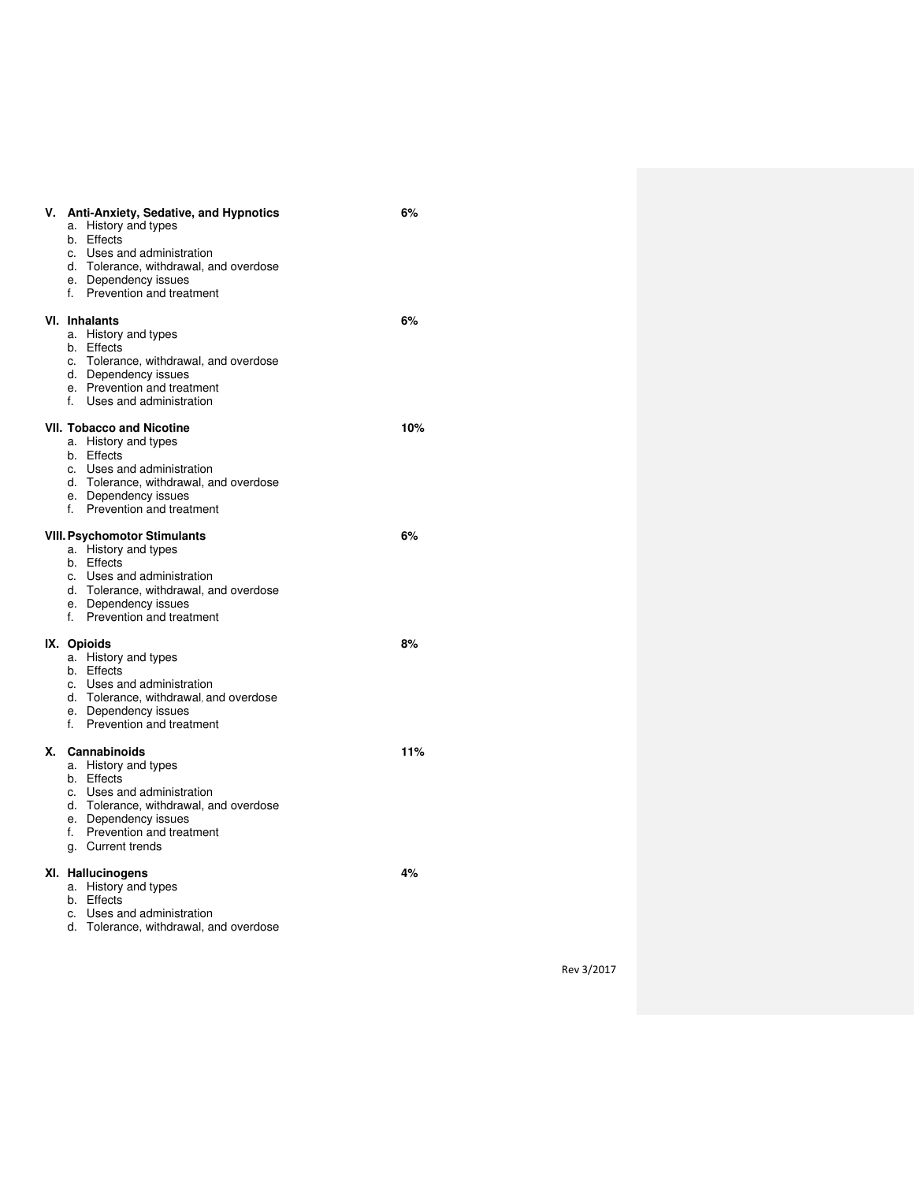**V. Anti-Anxiety, Sedative, and Hypnotics** **6%**

a. History and types
b. Effects
c. Uses and administration
d. Tolerance, withdrawal, and overdose
e. Dependency issues
f. Prevention and treatment

**VI. Inhalants** **6%**

a. History and types
b. Effects
c. Tolerance, withdrawal, and overdose
d. Dependency issues
e. Prevention and treatment
f. Uses and administration

**VII. Tobacco and Nicotine** **10%**

a. History and types
b. Effects
c. Uses and administration
d. Tolerance, withdrawal, and overdose
e. Dependency issues
f. Prevention and treatment

**VIII. Psychomotor Stimulants** **6%**

a. History and types
b. Effects
c. Uses and administration
d. Tolerance, withdrawal, and overdose
e. Dependency issues
f. Prevention and treatment

**IX. Opioids** **8%**

a. History and types
b. Effects
c. Uses and administration
d. Tolerance, withdrawal, and overdose
e. Dependency issues
f. Prevention and treatment

**X. Cannabinoids** **11%**

a. History and types
b. Effects
c. Uses and administration
d. Tolerance, withdrawal, and overdose
e. Dependency issues
f. Prevention and treatment
g. Current trends

**XI. Hallucinogens** **4%**

a. History and types
b. Effects
c. Uses and administration
d. Tolerance, withdrawal, and overdose

Rev 3/2017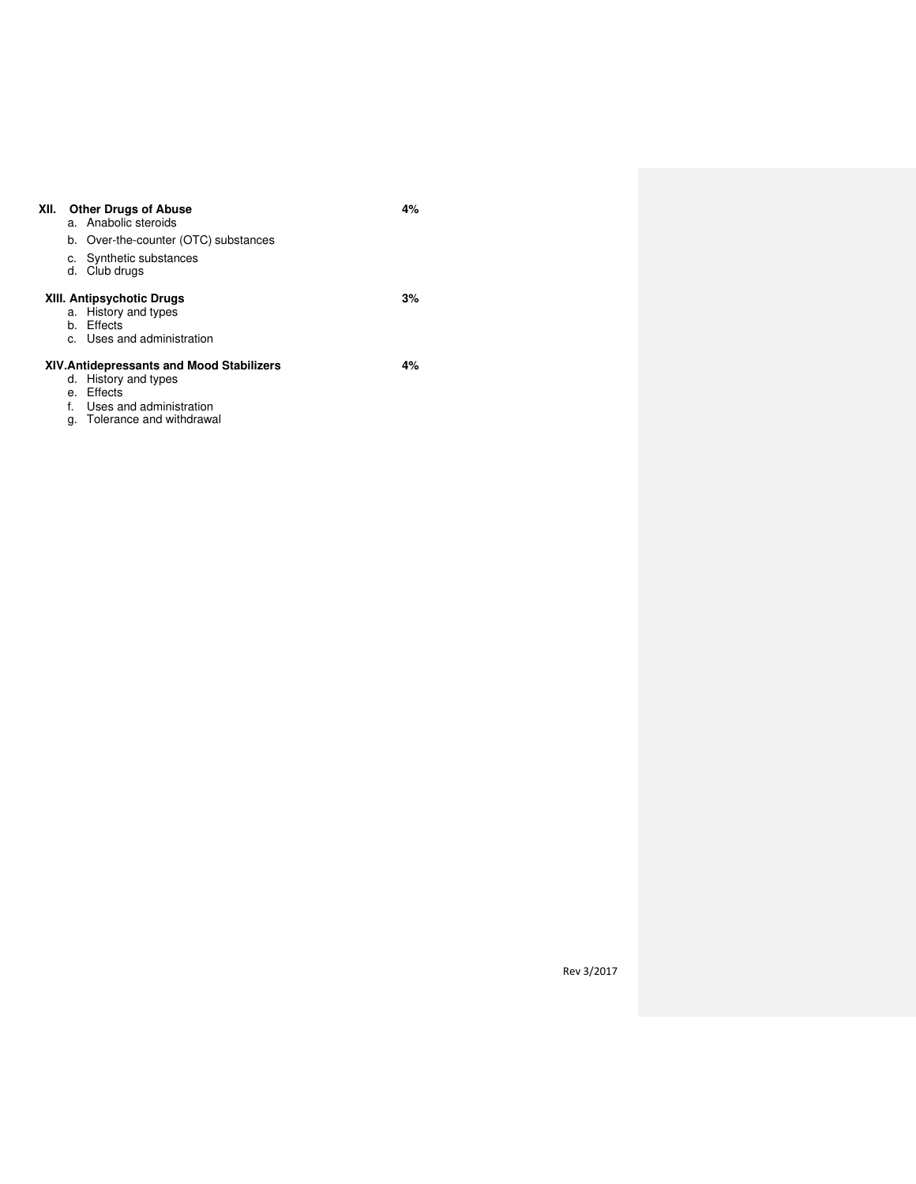**XII. Other Drugs of Abuse** **4%**

a. Anabolic steroids
b. Over-the-counter (OTC) substances
c. Synthetic substances
d. Club drugs

**XIII. Antipsychotic Drugs** **3%**

a. History and types
b. Effects
c. Uses and administration

**XIV. Antidepressants and Mood Stabilizers** **4%**

d. History and types
e. Effects
f. Uses and administration
g. Tolerance and withdrawal

Rev 3/2017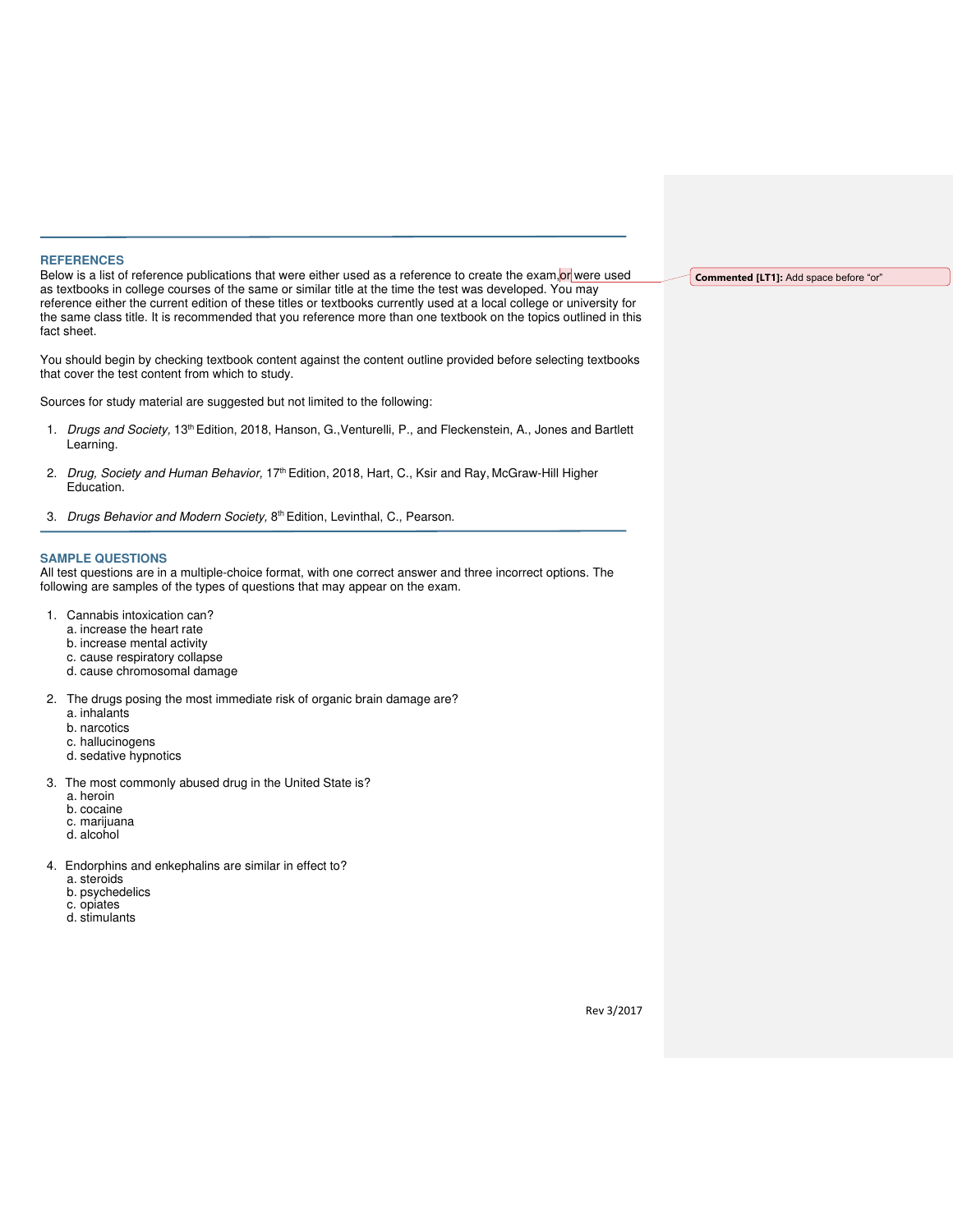## REFERENCES

Below is a list of reference publications that were either used as a reference to create the exam,or were used as textbooks in college courses of the same or similar title at the time the test was developed. You may reference either the current edition of these titles or textbooks currently used at a local college or university for the same class title. It is recommended that you reference more than one textbook on the topics outlined in this fact sheet.

You should begin by checking textbook content against the content outline provided before selecting textbooks that cover the test content from which to study.

Sources for study material are suggested but not limited to the following:

1. *Drugs and Society,* 13th Edition, 2018, Hanson, G.,Venturelli, P., and Fleckenstein, A., Jones and Bartlett Learning.

2. *Drug, Society and Human Behavior,* 17th Edition, 2018, Hart, C., Ksir and Ray, McGraw-Hill Higher Education.

3. *Drugs Behavior and Modern Society,* 8th Edition, Levinthal, C., Pearson.

**Commented [LT1]:** Add space before "or"

## SAMPLE QUESTIONS

All test questions are in a multiple-choice format, with one correct answer and three incorrect options. The following are samples of the types of questions that may appear on the exam.

1. Cannabis intoxication can?
   a. increase the heart rate
   b. increase mental activity
   c. cause respiratory collapse
   d. cause chromosomal damage

2. The drugs posing the most immediate risk of organic brain damage are?
   a. inhalants
   b. narcotics
   c. hallucinogens
   d. sedative hypnotics

3. The most commonly abused drug in the United State is?
   a. heroin
   b. cocaine
   c. marijuana
   d. alcohol

4. Endorphins and enkephalins are similar in effect to?
   a. steroids
   b. psychedelics
   c. opiates
   d. stimulants

Rev 3/2017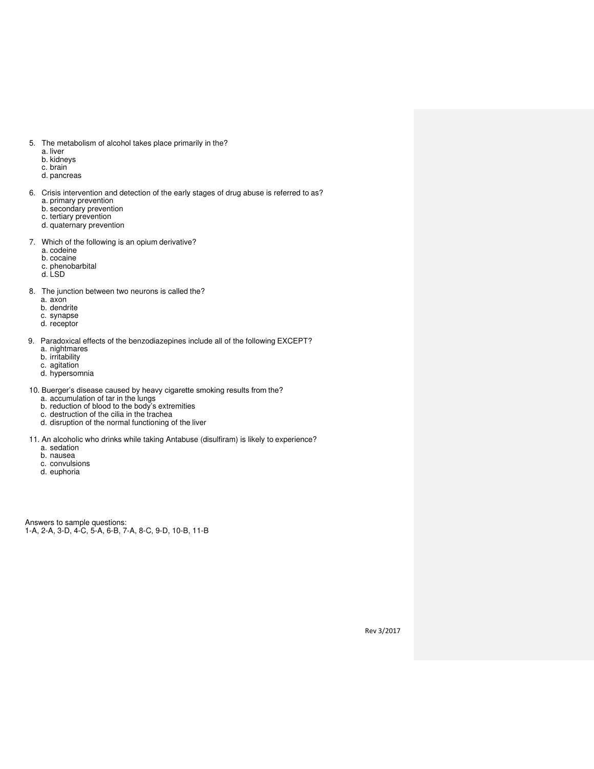5. The metabolism of alcohol takes place primarily in the?
   a. liver
   b. kidneys
   c. brain
   d. pancreas

6. Crisis intervention and detection of the early stages of drug abuse is referred to as?
   a. primary prevention
   b. secondary prevention
   c. tertiary prevention
   d. quaternary prevention

7. Which of the following is an opium derivative?
   a. codeine
   b. cocaine
   c. phenobarbital
   d. LSD

8. The junction between two neurons is called the?
   a. axon
   b. dendrite
   c. synapse
   d. receptor

9. Paradoxical effects of the benzodiazepines include all of the following EXCEPT?
   a. nightmares
   b. irritability
   c. agitation
   d. hypersomnia

10. Buerger's disease caused by heavy cigarette smoking results from the?
    a. accumulation of tar in the lungs
    b. reduction of blood to the body's extremities
    c. destruction of the cilia in the trachea
    d. disruption of the normal functioning of the liver

11. An alcoholic who drinks while taking Antabuse (disulfiram) is likely to experience?
    a. sedation
    b. nausea
    c. convulsions
    d. euphoria

Answers to sample questions:
1-A, 2-A, 3-D, 4-C, 5-A, 6-B, 7-A, 8-C, 9-D, 10-B, 11-B

Rev 3/2017